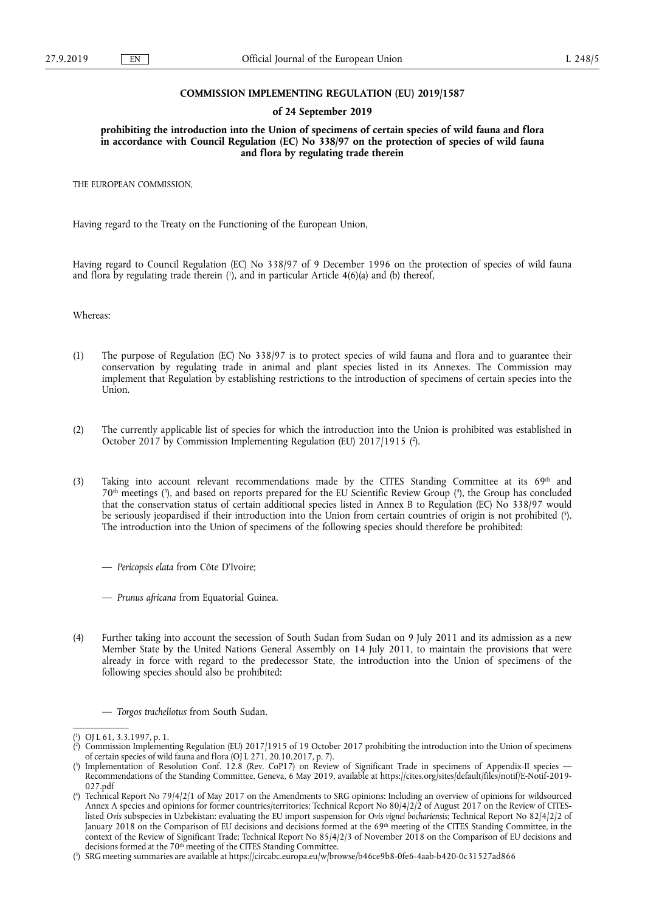**COMMISSION IMPLEMENTING REGULATION (EU) 2019/1587**

**of 24 September 2019**

**prohibiting the introduction into the Union of specimens of certain species of wild fauna and flora in accordance with Council Regulation (EC) No 338/97 on the protection of species of wild fauna and flora by regulating trade therein**

THE EUROPEAN COMMISSION,

Having regard to the Treaty on the Functioning of the European Union,

Having regard to Council Regulation (EC) No 338/97 of 9 December 1996 on the protection of species of wild fauna and flora by regulating trade therein [1], and in particular Article 4(6)(a) and (b) thereof,

Whereas:

(1) The purpose of Regulation (EC) No 338/97 is to protect species of wild fauna and flora and to guarantee their conservation by regulating trade in animal and plant species listed in its Annexes. The Commission may implement that Regulation by establishing restrictions to the introduction of specimens of certain species into the Union.

(2) The currently applicable list of species for which the introduction into the Union is prohibited was established in October 2017 by Commission Implementing Regulation (EU) 2017/1915 [2].

(3) Taking into account relevant recommendations made by the CITES Standing Committee at its 69th and 70th meetings [3], and based on reports prepared for the EU Scientific Review Group [4], the Group has concluded that the conservation status of certain additional species listed in Annex B to Regulation (EC) No 338/97 would be seriously jeopardised if their introduction into the Union from certain countries of origin is not prohibited [5]. The introduction into the Union of specimens of the following species should therefore be prohibited:

— *Pericopsis elata* from Côte D'Ivoire;

— *Prunus africana* from Equatorial Guinea.

(4) Further taking into account the secession of South Sudan from Sudan on 9 July 2011 and its admission as a new Member State by the United Nations General Assembly on 14 July 2011, to maintain the provisions that were already in force with regard to the predecessor State, the introduction into the Union of specimens of the following species should also be prohibited:

— *Torgos tracheliotus* from South Sudan.

---

[1] OJ L 61, 3.3.1997, p. 1.

[2] Commission Implementing Regulation (EU) 2017/1915 of 19 October 2017 prohibiting the introduction into the Union of specimens of certain species of wild fauna and flora (OJ L 271, 20.10.2017, p. 7).

[3] Implementation of Resolution Conf. 12.8 (Rev. CoP17) on Review of Significant Trade in specimens of Appendix-II species — Recommendations of the Standing Committee, Geneva, 6 May 2019, available at https://cites.org/sites/default/files/notif/E-Notif-2019-027.pdf

[4] Technical Report No 79/4/2/1 of May 2017 on the Amendments to SRG opinions: Including an overview of opinions for wildsourced Annex A species and opinions for former countries/territories; Technical Report No 80/4/2/2 of August 2017 on the Review of CITES-listed *Ovis* subspecies in Uzbekistan: evaluating the EU import suspension for *Ovis vignei bochariensis*; Technical Report No 82/4/2/2 of January 2018 on the Comparison of EU decisions and decisions formed at the 69th meeting of the CITES Standing Committee, in the context of the Review of Significant Trade; Technical Report No 85/4/2/3 of November 2018 on the Comparison of EU decisions and decisions formed at the 70th meeting of the CITES Standing Committee.

[5] SRG meeting summaries are available at https://circabc.europa.eu/w/browse/b46ce9b8-0fe6-4aab-b420-0c31527ad866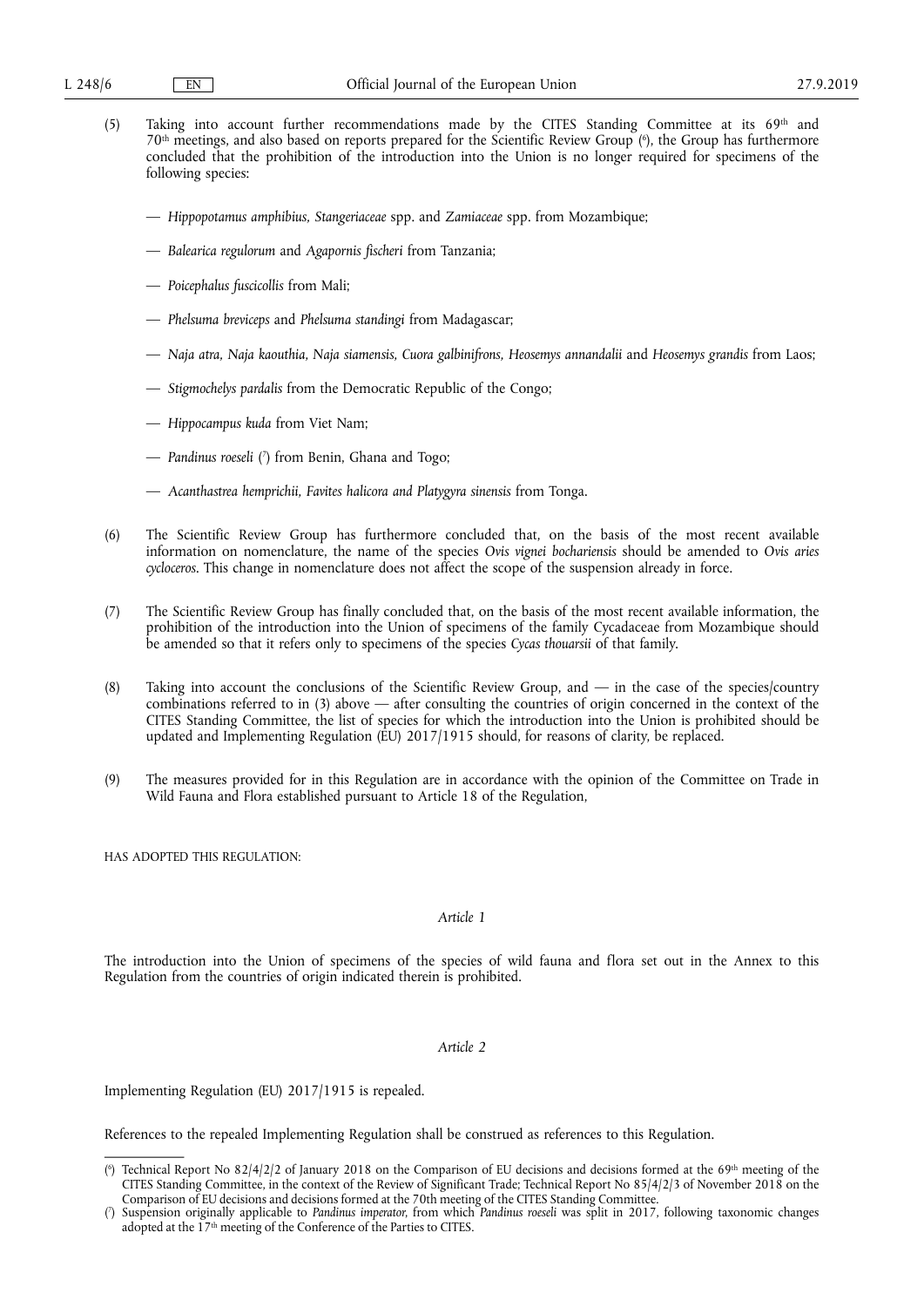(5) Taking into account further recommendations made by the CITES Standing Committee at its 69th and 70th meetings, and also based on reports prepared for the Scientific Review Group [6], the Group has furthermore concluded that the prohibition of the introduction into the Union is no longer required for specimens of the following species:

— *Hippopotamus amphibius, Stangeriaceae* spp. and *Zamiaceae* spp. from Mozambique;

— *Balearica regulorum* and *Agapornis fischeri* from Tanzania;

— *Poicephalus fuscicollis* from Mali;

— *Phelsuma breviceps* and *Phelsuma standingi* from Madagascar;

— *Naja atra, Naja kaouthia, Naja siamensis, Cuora galbinifrons, Heosemys annandalii* and *Heosemys grandis* from Laos;

— *Stigmochelys pardalis* from the Democratic Republic of the Congo;

— *Hippocampus kuda* from Viet Nam;

— *Pandinus roeseli* [7] from Benin, Ghana and Togo;

— *Acanthastrea hemprichii, Favites halicora and Platygyra sinensis* from Tonga.

(6) The Scientific Review Group has furthermore concluded that, on the basis of the most recent available information on nomenclature, the name of the species *Ovis vignei bochariensis* should be amended to *Ovis aries cycloceros*. This change in nomenclature does not affect the scope of the suspension already in force.

(7) The Scientific Review Group has finally concluded that, on the basis of the most recent available information, the prohibition of the introduction into the Union of specimens of the family Cycadaceae from Mozambique should be amended so that it refers only to specimens of the species *Cycas thouarsii* of that family.

(8) Taking into account the conclusions of the Scientific Review Group, and — in the case of the species/country combinations referred to in (3) above — after consulting the countries of origin concerned in the context of the CITES Standing Committee, the list of species for which the introduction into the Union is prohibited should be updated and Implementing Regulation (EU) 2017/1915 should, for reasons of clarity, be replaced.

(9) The measures provided for in this Regulation are in accordance with the opinion of the Committee on Trade in Wild Fauna and Flora established pursuant to Article 18 of the Regulation,

HAS ADOPTED THIS REGULATION:

*Article 1*

The introduction into the Union of specimens of the species of wild fauna and flora set out in the Annex to this Regulation from the countries of origin indicated therein is prohibited.

*Article 2*

Implementing Regulation (EU) 2017/1915 is repealed.

References to the repealed Implementing Regulation shall be construed as references to this Regulation.

---

[6] Technical Report No 82/4/2/2 of January 2018 on the Comparison of EU decisions and decisions formed at the 69th meeting of the CITES Standing Committee, in the context of the Review of Significant Trade; Technical Report No 85/4/2/3 of November 2018 on the Comparison of EU decisions and decisions formed at the 70th meeting of the CITES Standing Committee.

[7] Suspension originally applicable to *Pandinus imperator*, from which *Pandinus roeseli* was split in 2017, following taxonomic changes adopted at the 17th meeting of the Conference of the Parties to CITES.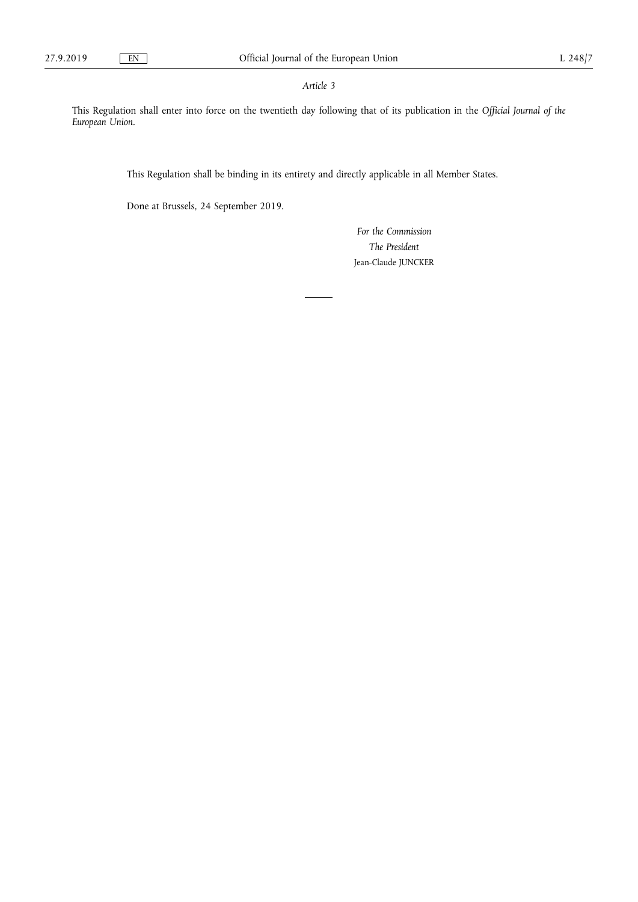*Article 3*

This Regulation shall enter into force on the twentieth day following that of its publication in the *Official Journal of the European Union*.

This Regulation shall be binding in its entirety and directly applicable in all Member States.

Done at Brussels, 24 September 2019.

*For the Commission*

*The President*

Jean-Claude JUNCKER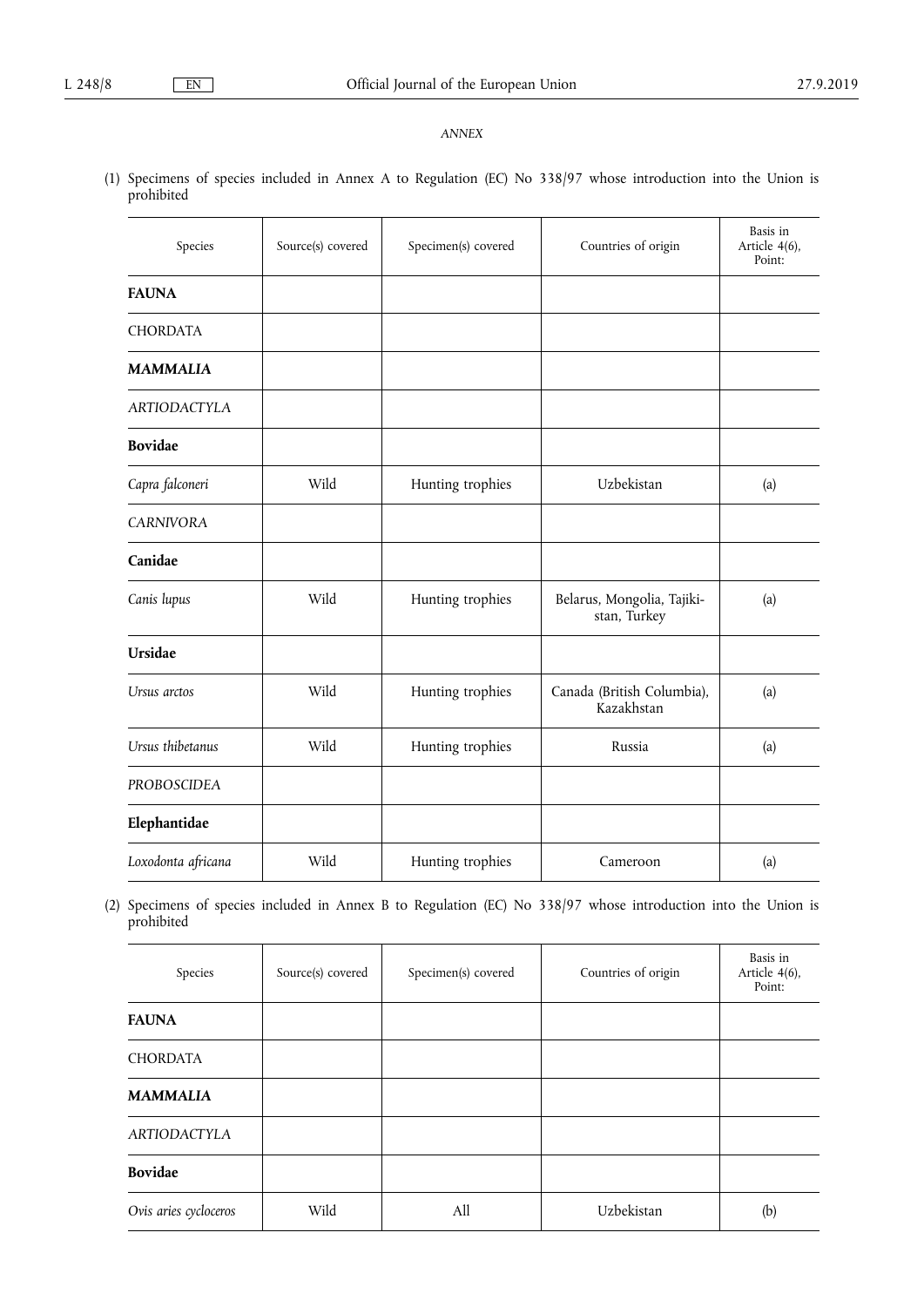*ANNEX*

(1) Specimens of species included in Annex A to Regulation (EC) No 338/97 whose introduction into the Union is prohibited

| Species | Source(s) covered | Specimen(s) covered | Countries of origin | Basis in Article 4(6), Point: |
|---|---|---|---|---|
| **FAUNA** | | | | |
| CHORDATA | | | | |
| ***MAMMALIA*** | | | | |
| *ARTIODACTYLA* | | | | |
| **Bovidae** | | | | |
| *Capra falconeri* | Wild | Hunting trophies | Uzbekistan | (a) |
| *CARNIVORA* | | | | |
| **Canidae** | | | | |
| *Canis lupus* | Wild | Hunting trophies | Belarus, Mongolia, Tajikistan, Turkey | (a) |
| **Ursidae** | | | | |
| *Ursus arctos* | Wild | Hunting trophies | Canada (British Columbia), Kazakhstan | (a) |
| *Ursus thibetanus* | Wild | Hunting trophies | Russia | (a) |
| *PROBOSCIDEA* | | | | |
| **Elephantidae** | | | | |
| *Loxodonta africana* | Wild | Hunting trophies | Cameroon | (a) |

(2) Specimens of species included in Annex B to Regulation (EC) No 338/97 whose introduction into the Union is prohibited

| Species | Source(s) covered | Specimen(s) covered | Countries of origin | Basis in Article 4(6), Point: |
|---|---|---|---|---|
| **FAUNA** | | | | |
| CHORDATA | | | | |
| ***MAMMALIA*** | | | | |
| *ARTIODACTYLA* | | | | |
| **Bovidae** | | | | |
| *Ovis aries cycloceros* | Wild | All | Uzbekistan | (b) |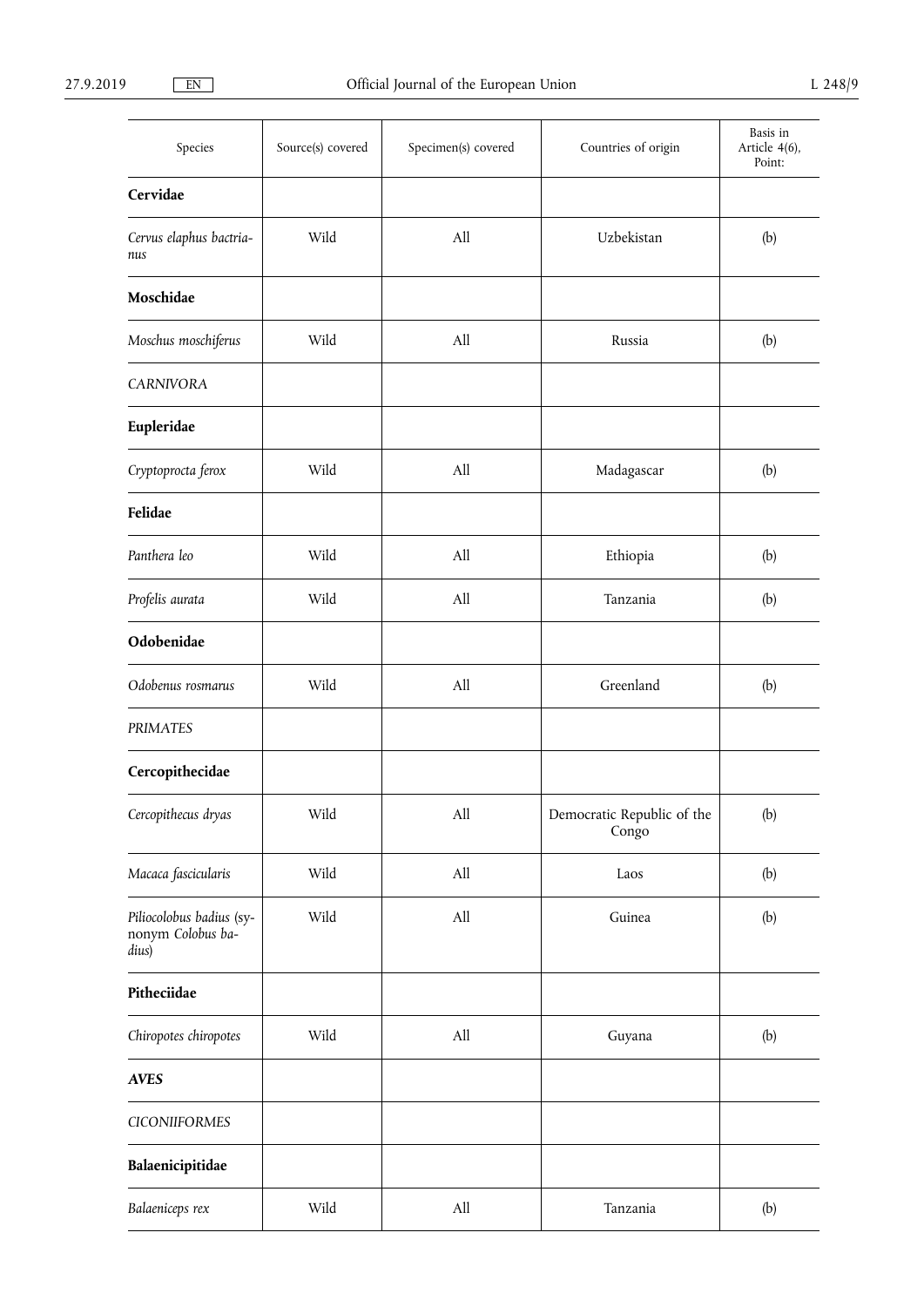| Species | Source(s) covered | Specimen(s) covered | Countries of origin | Basis in Article 4(6), Point: |
|---|---|---|---|---|
| **Cervidae** | | | | |
| *Cervus elaphus bactrianus* | Wild | All | Uzbekistan | (b) |
| **Moschidae** | | | | |
| *Moschus moschiferus* | Wild | All | Russia | (b) |
| *CARNIVORA* | | | | |
| **Eupleridae** | | | | |
| *Cryptoprocta ferox* | Wild | All | Madagascar | (b) |
| **Felidae** | | | | |
| *Panthera leo* | Wild | All | Ethiopia | (b) |
| *Profelis aurata* | Wild | All | Tanzania | (b) |
| **Odobenidae** | | | | |
| *Odobenus rosmarus* | Wild | All | Greenland | (b) |
| *PRIMATES* | | | | |
| **Cercopithecidae** | | | | |
| *Cercopithecus dryas* | Wild | All | Democratic Republic of the Congo | (b) |
| *Macaca fascicularis* | Wild | All | Laos | (b) |
| *Piliocolobus badius* (synonym *Colobus badius*) | Wild | All | Guinea | (b) |
| **Pitheciidae** | | | | |
| *Chiropotes chiropotes* | Wild | All | Guyana | (b) |
| ***AVES*** | | | | |
| *CICONIIFORMES* | | | | |
| **Balaenicipitidae** | | | | |
| *Balaeniceps rex* | Wild | All | Tanzania | (b) |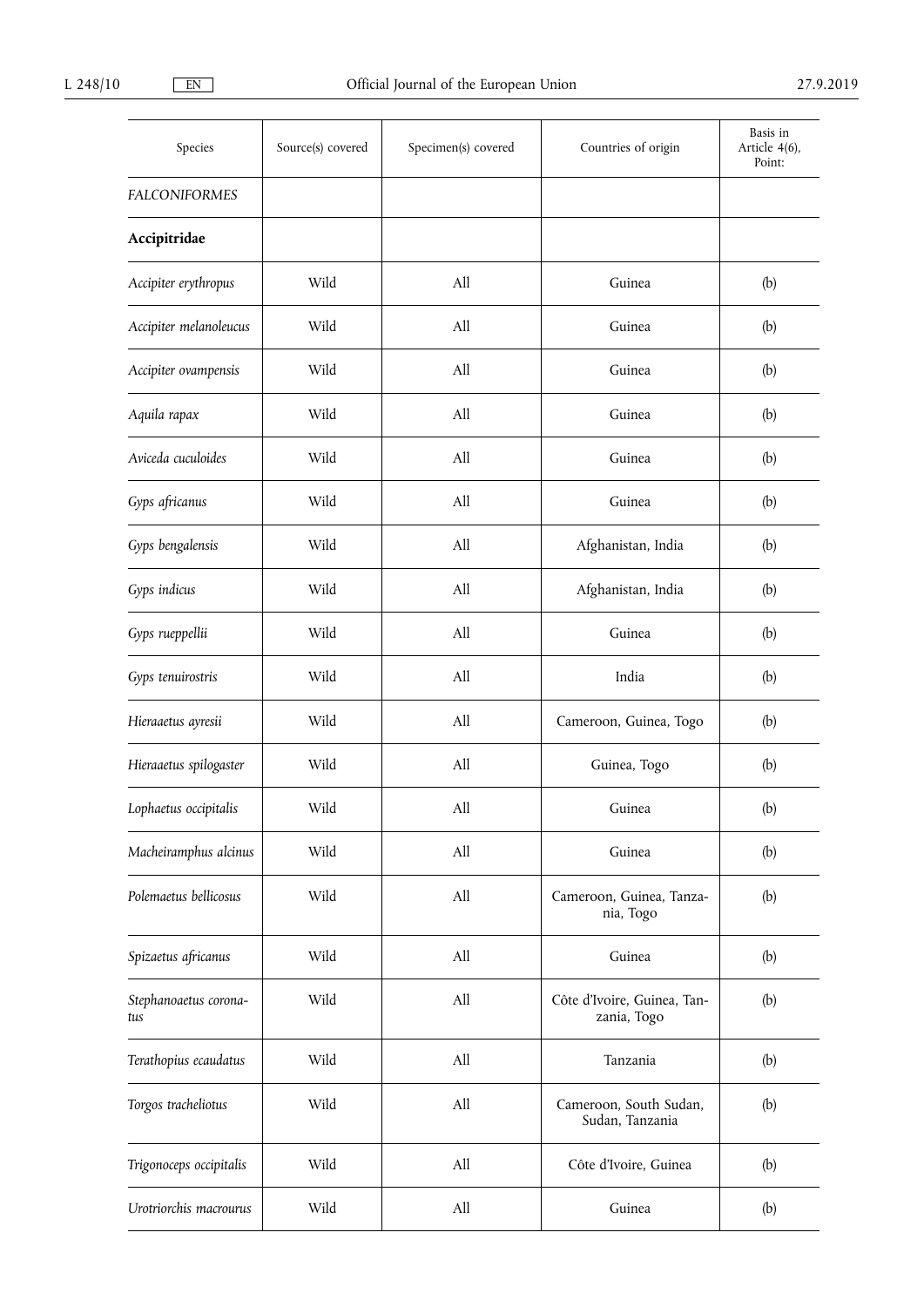| Species | Source(s) covered | Specimen(s) covered | Countries of origin | Basis in Article 4(6), Point: |
|---|---|---|---|---|
| *FALCONIFORMES* | | | | |
| **Accipitridae** | | | | |
| *Accipiter erythropus* | Wild | All | Guinea | (b) |
| *Accipiter melanoleucus* | Wild | All | Guinea | (b) |
| *Accipiter ovampensis* | Wild | All | Guinea | (b) |
| *Aquila rapax* | Wild | All | Guinea | (b) |
| *Aviceda cuculoides* | Wild | All | Guinea | (b) |
| *Gyps africanus* | Wild | All | Guinea | (b) |
| *Gyps bengalensis* | Wild | All | Afghanistan, India | (b) |
| *Gyps indicus* | Wild | All | Afghanistan, India | (b) |
| *Gyps rueppellii* | Wild | All | Guinea | (b) |
| *Gyps tenuirostris* | Wild | All | India | (b) |
| *Hieraaetus ayresii* | Wild | All | Cameroon, Guinea, Togo | (b) |
| *Hieraaetus spilogaster* | Wild | All | Guinea, Togo | (b) |
| *Lophaetus occipitalis* | Wild | All | Guinea | (b) |
| *Macheiramphus alcinus* | Wild | All | Guinea | (b) |
| *Polemaetus bellicosus* | Wild | All | Cameroon, Guinea, Tanzania, Togo | (b) |
| *Spizaetus africanus* | Wild | All | Guinea | (b) |
| *Stephanoaetus coronatus* | Wild | All | Côte d'Ivoire, Guinea, Tanzania, Togo | (b) |
| *Terathopius ecaudatus* | Wild | All | Tanzania | (b) |
| *Torgos tracheliotus* | Wild | All | Cameroon, South Sudan, Sudan, Tanzania | (b) |
| *Trigonoceps occipitalis* | Wild | All | Côte d'Ivoire, Guinea | (b) |
| *Urotriorchis macrourus* | Wild | All | Guinea | (b) |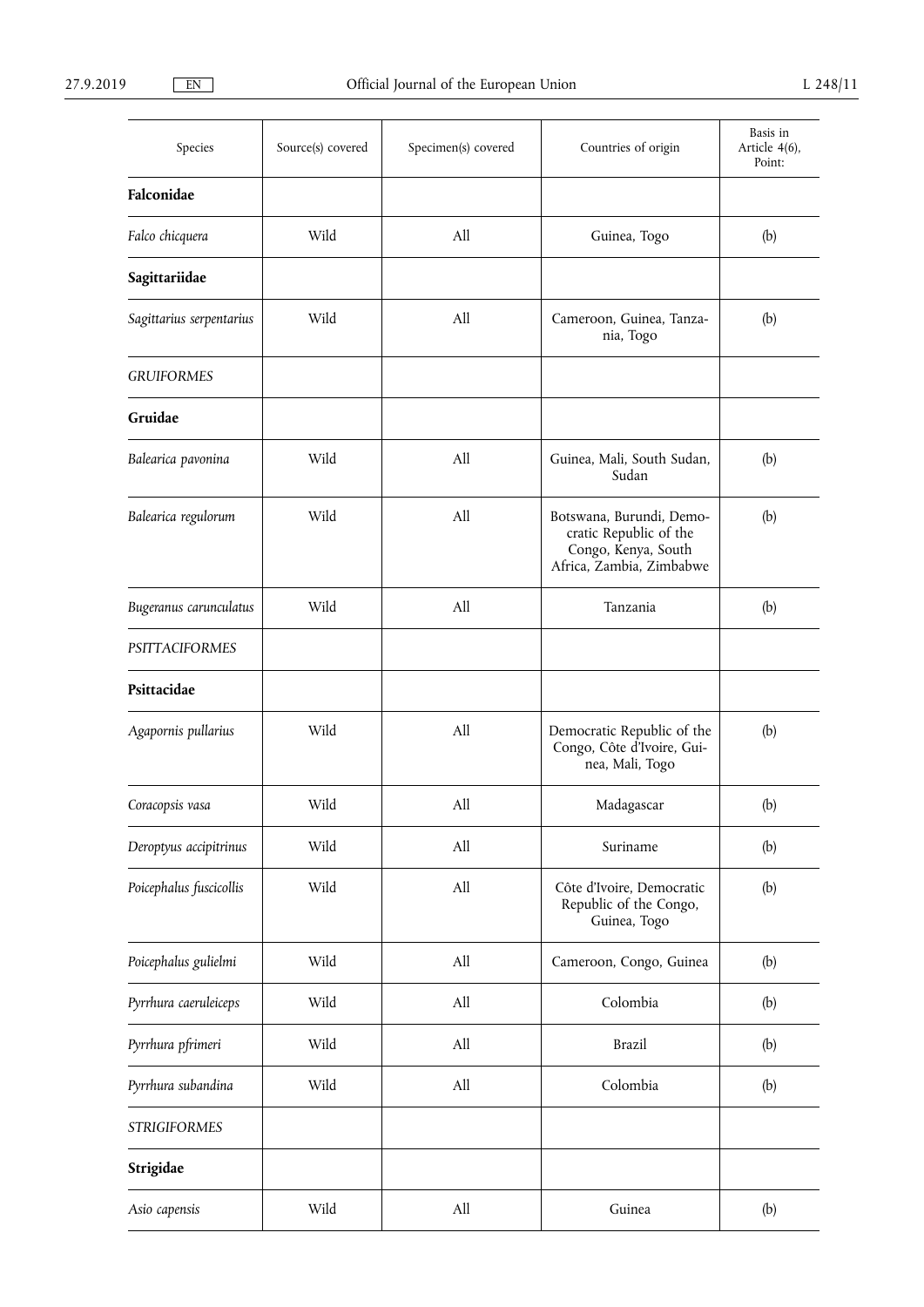| Species | Source(s) covered | Specimen(s) covered | Countries of origin | Basis in Article 4(6), Point: |
|---|---|---|---|---|
| **Falconidae** | | | | |
| *Falco chicquera* | Wild | All | Guinea, Togo | (b) |
| **Sagittariidae** | | | | |
| *Sagittarius serpentarius* | Wild | All | Cameroon, Guinea, Tanzania, Togo | (b) |
| *GRUIFORMES* | | | | |
| **Gruidae** | | | | |
| *Balearica pavonina* | Wild | All | Guinea, Mali, South Sudan, Sudan | (b) |
| *Balearica regulorum* | Wild | All | Botswana, Burundi, Democratic Republic of the Congo, Kenya, South Africa, Zambia, Zimbabwe | (b) |
| *Bugeranus carunculatus* | Wild | All | Tanzania | (b) |
| *PSITTACIFORMES* | | | | |
| **Psittacidae** | | | | |
| *Agapornis pullarius* | Wild | All | Democratic Republic of the Congo, Côte d'Ivoire, Guinea, Mali, Togo | (b) |
| *Coracopsis vasa* | Wild | All | Madagascar | (b) |
| *Deroptyus accipitrinus* | Wild | All | Suriname | (b) |
| *Poicephalus fuscicollis* | Wild | All | Côte d'Ivoire, Democratic Republic of the Congo, Guinea, Togo | (b) |
| *Poicephalus gulielmi* | Wild | All | Cameroon, Congo, Guinea | (b) |
| *Pyrrhura caeruleiceps* | Wild | All | Colombia | (b) |
| *Pyrrhura pfrimeri* | Wild | All | Brazil | (b) |
| *Pyrrhura subandina* | Wild | All | Colombia | (b) |
| *STRIGIFORMES* | | | | |
| **Strigidae** | | | | |
| *Asio capensis* | Wild | All | Guinea | (b) |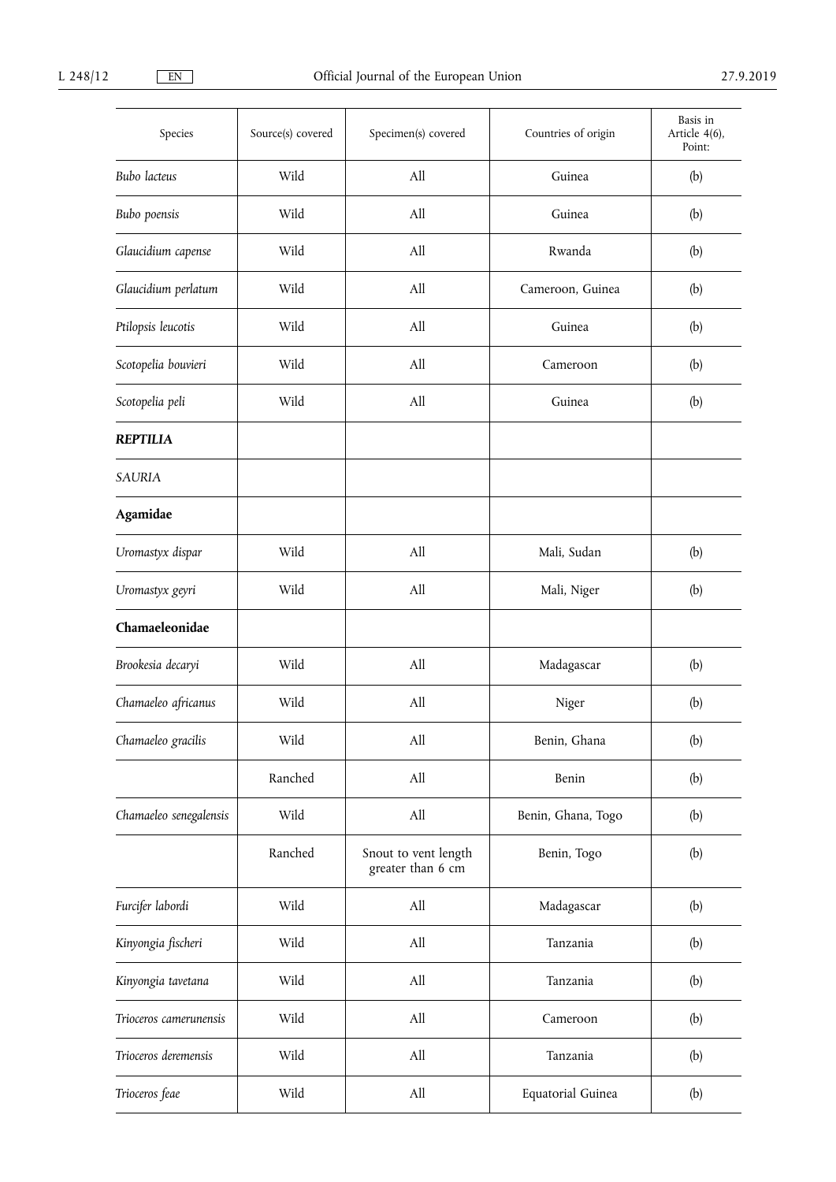| Species | Source(s) covered | Specimen(s) covered | Countries of origin | Basis in Article 4(6), Point: |
|---|---|---|---|---|
| *Bubo lacteus* | Wild | All | Guinea | (b) |
| *Bubo poensis* | Wild | All | Guinea | (b) |
| *Glaucidium capense* | Wild | All | Rwanda | (b) |
| *Glaucidium perlatum* | Wild | All | Cameroon, Guinea | (b) |
| *Ptilopsis leucotis* | Wild | All | Guinea | (b) |
| *Scotopelia bouvieri* | Wild | All | Cameroon | (b) |
| *Scotopelia peli* | Wild | All | Guinea | (b) |
| ***REPTILIA*** | | | | |
| *SAURIA* | | | | |
| **Agamidae** | | | | |
| *Uromastyx dispar* | Wild | All | Mali, Sudan | (b) |
| *Uromastyx geyri* | Wild | All | Mali, Niger | (b) |
| **Chamaeleonidae** | | | | |
| *Brookesia decaryi* | Wild | All | Madagascar | (b) |
| *Chamaeleo africanus* | Wild | All | Niger | (b) |
| *Chamaeleo gracilis* | Wild | All | Benin, Ghana | (b) |
| | Ranched | All | Benin | (b) |
| *Chamaeleo senegalensis* | Wild | All | Benin, Ghana, Togo | (b) |
| | Ranched | Snout to vent length greater than 6 cm | Benin, Togo | (b) |
| *Furcifer labordi* | Wild | All | Madagascar | (b) |
| *Kinyongia fischeri* | Wild | All | Tanzania | (b) |
| *Kinyongia tavetana* | Wild | All | Tanzania | (b) |
| *Trioceros camerunensis* | Wild | All | Cameroon | (b) |
| *Trioceros deremensis* | Wild | All | Tanzania | (b) |
| *Trioceros feae* | Wild | All | Equatorial Guinea | (b) |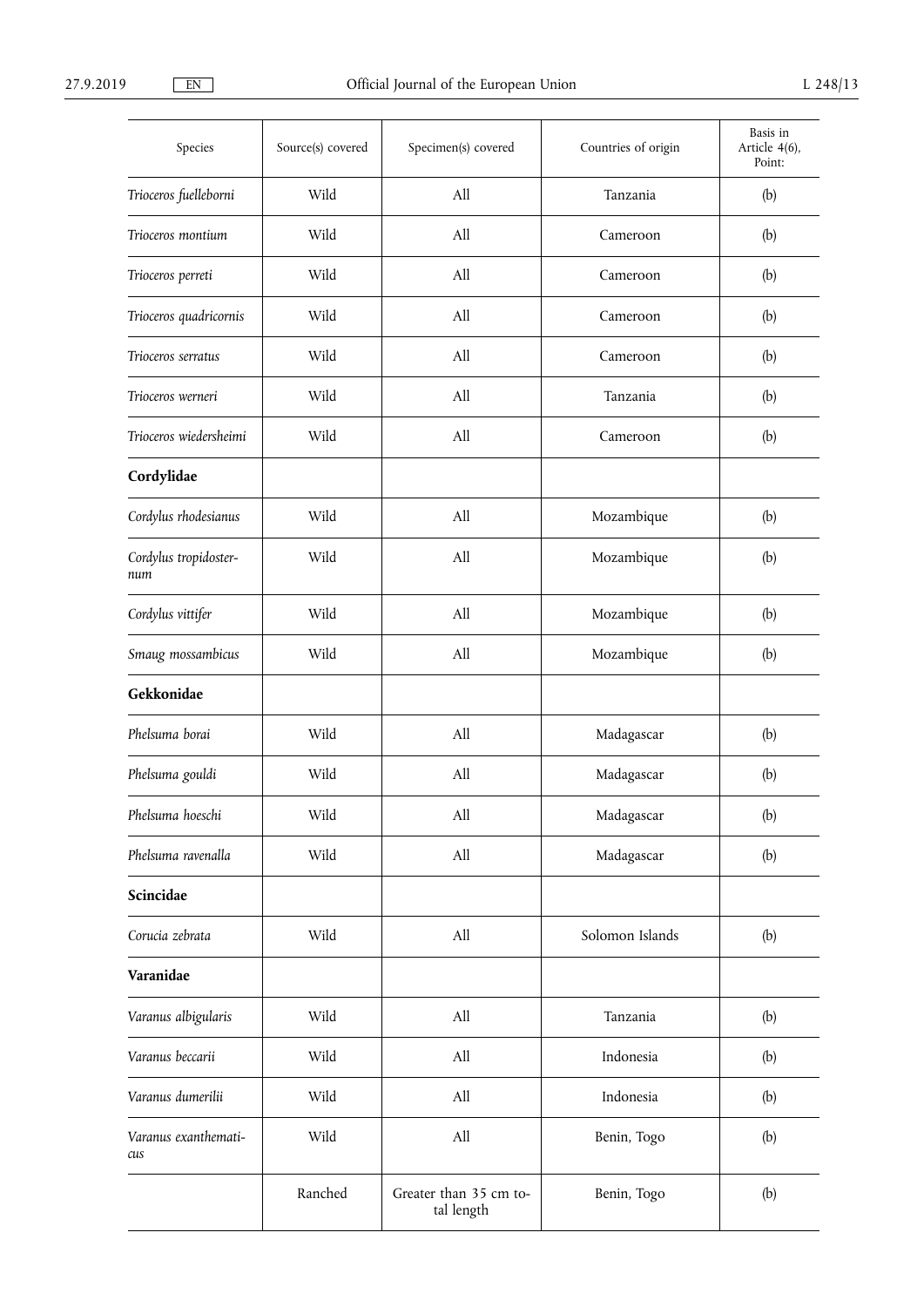| Species | Source(s) covered | Specimen(s) covered | Countries of origin | Basis in Article 4(6), Point: |
|---|---|---|---|---|
| *Trioceros fuelleborni* | Wild | All | Tanzania | (b) |
| *Trioceros montium* | Wild | All | Cameroon | (b) |
| *Trioceros perreti* | Wild | All | Cameroon | (b) |
| *Trioceros quadricornis* | Wild | All | Cameroon | (b) |
| *Trioceros serratus* | Wild | All | Cameroon | (b) |
| *Trioceros werneri* | Wild | All | Tanzania | (b) |
| *Trioceros wiedersheimi* | Wild | All | Cameroon | (b) |
| **Cordylidae** | | | | |
| *Cordylus rhodesianus* | Wild | All | Mozambique | (b) |
| *Cordylus tropidosternum* | Wild | All | Mozambique | (b) |
| *Cordylus vittifer* | Wild | All | Mozambique | (b) |
| *Smaug mossambicus* | Wild | All | Mozambique | (b) |
| **Gekkonidae** | | | | |
| *Phelsuma borai* | Wild | All | Madagascar | (b) |
| *Phelsuma gouldi* | Wild | All | Madagascar | (b) |
| *Phelsuma hoeschi* | Wild | All | Madagascar | (b) |
| *Phelsuma ravenalla* | Wild | All | Madagascar | (b) |
| **Scincidae** | | | | |
| *Corucia zebrata* | Wild | All | Solomon Islands | (b) |
| **Varanidae** | | | | |
| *Varanus albigularis* | Wild | All | Tanzania | (b) |
| *Varanus beccarii* | Wild | All | Indonesia | (b) |
| *Varanus dumerilii* | Wild | All | Indonesia | (b) |
| *Varanus exanthematicus* | Wild | All | Benin, Togo | (b) |
| | Ranched | Greater than 35 cm total length | Benin, Togo | (b) |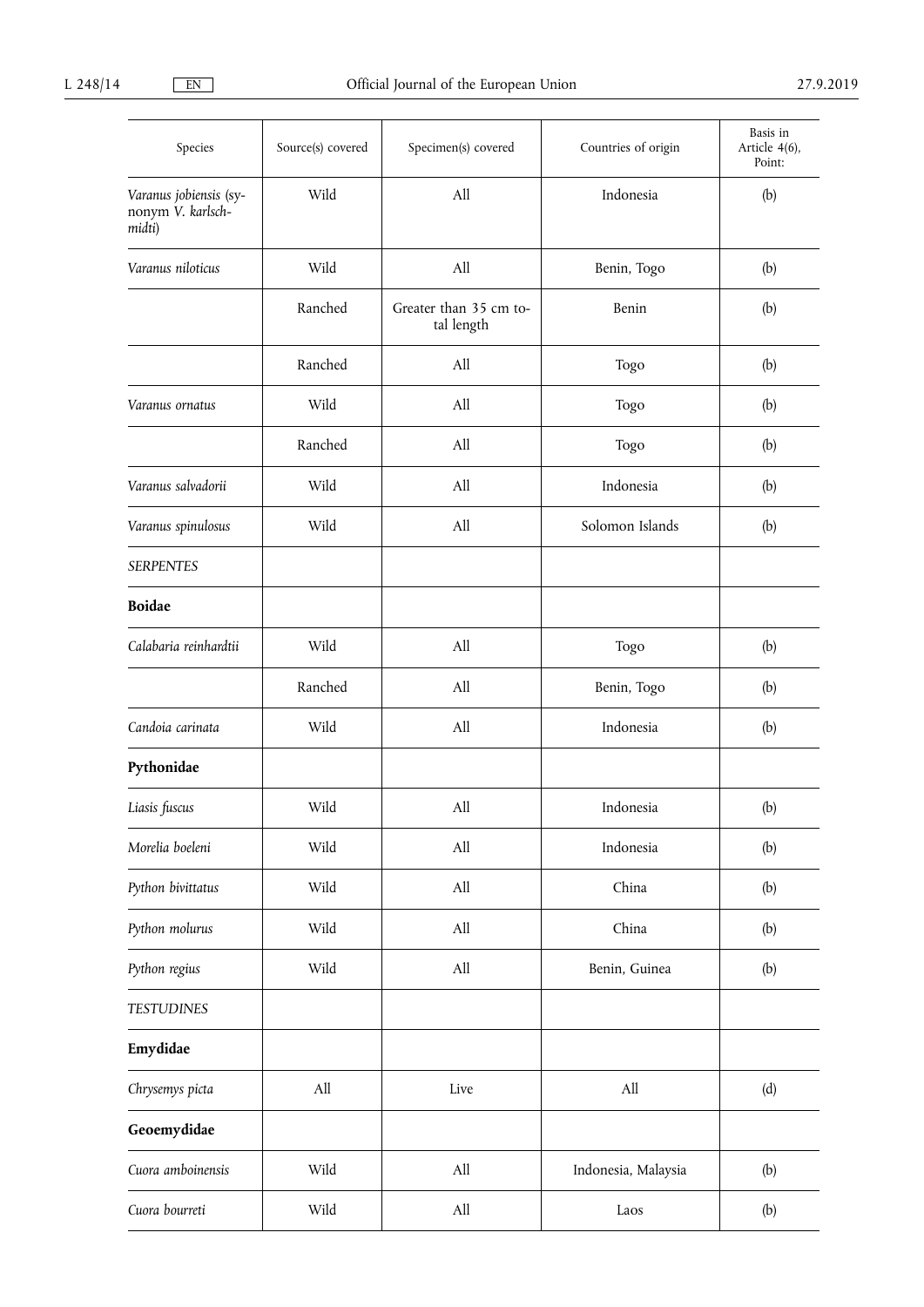| Species | Source(s) covered | Specimen(s) covered | Countries of origin | Basis in Article 4(6), Point: |
|---|---|---|---|---|
| *Varanus jobiensis* (synonym *V. karlschmidti*) | Wild | All | Indonesia | (b) |
| *Varanus niloticus* | Wild | All | Benin, Togo | (b) |
| | Ranched | Greater than 35 cm total length | Benin | (b) |
| | Ranched | All | Togo | (b) |
| *Varanus ornatus* | Wild | All | Togo | (b) |
| | Ranched | All | Togo | (b) |
| *Varanus salvadorii* | Wild | All | Indonesia | (b) |
| *Varanus spinulosus* | Wild | All | Solomon Islands | (b) |
| *SERPENTES* | | | | |
| **Boidae** | | | | |
| *Calabaria reinhardtii* | Wild | All | Togo | (b) |
| | Ranched | All | Benin, Togo | (b) |
| *Candoia carinata* | Wild | All | Indonesia | (b) |
| **Pythonidae** | | | | |
| *Liasis fuscus* | Wild | All | Indonesia | (b) |
| *Morelia boeleni* | Wild | All | Indonesia | (b) |
| *Python bivittatus* | Wild | All | China | (b) |
| *Python molurus* | Wild | All | China | (b) |
| *Python regius* | Wild | All | Benin, Guinea | (b) |
| *TESTUDINES* | | | | |
| **Emydidae** | | | | |
| *Chrysemys picta* | All | Live | All | (d) |
| **Geoemydidae** | | | | |
| *Cuora amboinensis* | Wild | All | Indonesia, Malaysia | (b) |
| *Cuora bourreti* | Wild | All | Laos | (b) |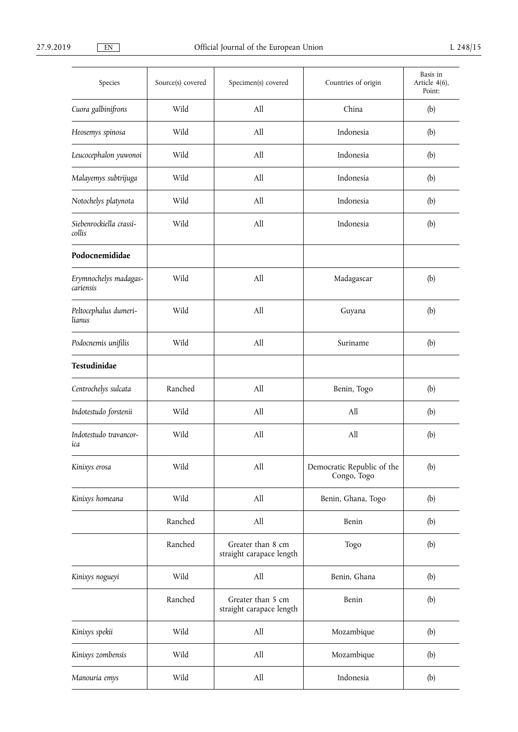| Species | Source(s) covered | Specimen(s) covered | Countries of origin | Basis in Article 4(6), Point: |
|---|---|---|---|---|
| *Cuora galbinifrons* | Wild | All | China | (b) |
| *Heosemys spinosa* | Wild | All | Indonesia | (b) |
| *Leucocephalon yuwonoi* | Wild | All | Indonesia | (b) |
| *Malayemys subtrijuga* | Wild | All | Indonesia | (b) |
| *Notochelys platynota* | Wild | All | Indonesia | (b) |
| *Siebenrockiella crassicollis* | Wild | All | Indonesia | (b) |
| **Podocnemididae** | | | | |
| *Erymnochelys madagascariensis* | Wild | All | Madagascar | (b) |
| *Peltocephalus dumerilianus* | Wild | All | Guyana | (b) |
| *Podocnemis unifilis* | Wild | All | Suriname | (b) |
| **Testudinidae** | | | | |
| *Centrochelys sulcata* | Ranched | All | Benin, Togo | (b) |
| *Indotestudo forstenii* | Wild | All | All | (b) |
| *Indotestudo travancorica* | Wild | All | All | (b) |
| *Kinixys erosa* | Wild | All | Democratic Republic of the Congo, Togo | (b) |
| *Kinixys homeana* | Wild | All | Benin, Ghana, Togo | (b) |
| | Ranched | All | Benin | (b) |
| | Ranched | Greater than 8 cm straight carapace length | Togo | (b) |
| *Kinixys nogueyi* | Wild | All | Benin, Ghana | (b) |
| | Ranched | Greater than 5 cm straight carapace length | Benin | (b) |
| *Kinixys spekii* | Wild | All | Mozambique | (b) |
| *Kinixys zombensis* | Wild | All | Mozambique | (b) |
| *Manouria emys* | Wild | All | Indonesia | (b) |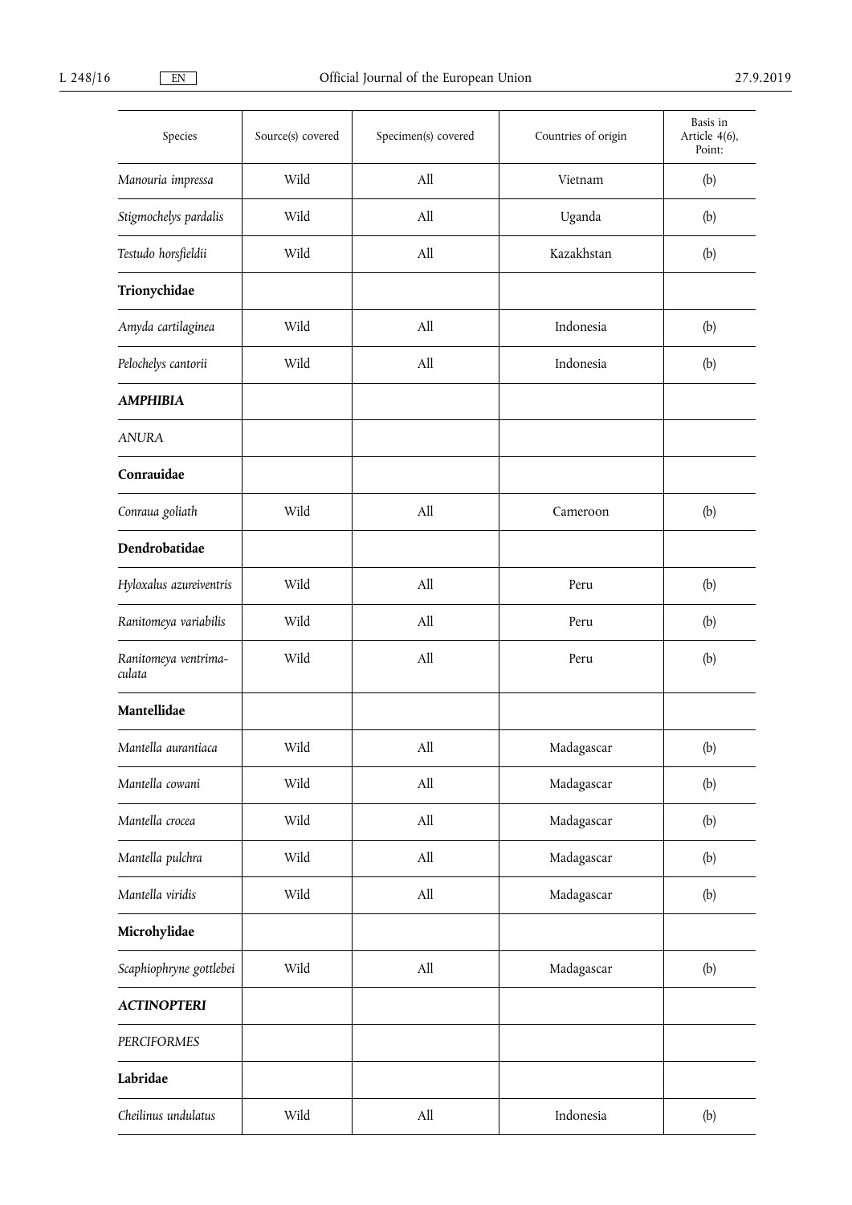| Species | Source(s) covered | Specimen(s) covered | Countries of origin | Basis in Article 4(6), Point: |
|---|---|---|---|---|
| *Manouria impressa* | Wild | All | Vietnam | (b) |
| *Stigmochelys pardalis* | Wild | All | Uganda | (b) |
| *Testudo horsfieldii* | Wild | All | Kazakhstan | (b) |
| **Trionychidae** | | | | |
| *Amyda cartilaginea* | Wild | All | Indonesia | (b) |
| *Pelochelys cantorii* | Wild | All | Indonesia | (b) |
| ***AMPHIBIA*** | | | | |
| *ANURA* | | | | |
| **Conrauidae** | | | | |
| *Conraua goliath* | Wild | All | Cameroon | (b) |
| **Dendrobatidae** | | | | |
| *Hyloxalus azureiventris* | Wild | All | Peru | (b) |
| *Ranitomeya variabilis* | Wild | All | Peru | (b) |
| *Ranitomeya ventrimaculata* | Wild | All | Peru | (b) |
| **Mantellidae** | | | | |
| *Mantella aurantiaca* | Wild | All | Madagascar | (b) |
| *Mantella cowani* | Wild | All | Madagascar | (b) |
| *Mantella crocea* | Wild | All | Madagascar | (b) |
| *Mantella pulchra* | Wild | All | Madagascar | (b) |
| *Mantella viridis* | Wild | All | Madagascar | (b) |
| **Microhylidae** | | | | |
| *Scaphiophryne gottlebei* | Wild | All | Madagascar | (b) |
| ***ACTINOPTERI*** | | | | |
| *PERCIFORMES* | | | | |
| **Labridae** | | | | |
| *Cheilinus undulatus* | Wild | All | Indonesia | (b) |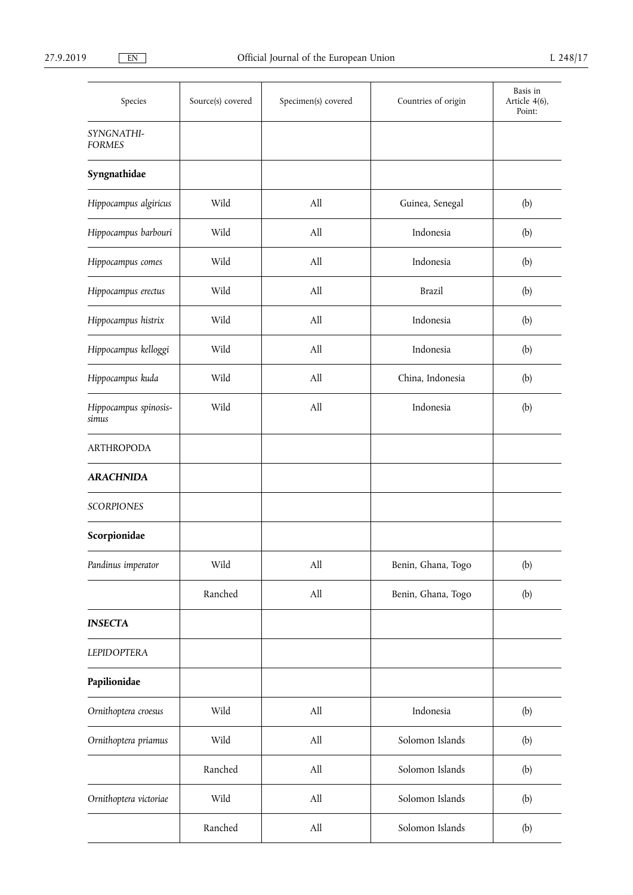| Species | Source(s) covered | Specimen(s) covered | Countries of origin | Basis in Article 4(6), Point: |
|---|---|---|---|---|
| *SYNGNATHI-FORMES* | | | | |
| **Syngnathidae** | | | | |
| *Hippocampus algiricus* | Wild | All | Guinea, Senegal | (b) |
| *Hippocampus barbouri* | Wild | All | Indonesia | (b) |
| *Hippocampus comes* | Wild | All | Indonesia | (b) |
| *Hippocampus erectus* | Wild | All | Brazil | (b) |
| *Hippocampus histrix* | Wild | All | Indonesia | (b) |
| *Hippocampus kelloggi* | Wild | All | Indonesia | (b) |
| *Hippocampus kuda* | Wild | All | China, Indonesia | (b) |
| *Hippocampus spinosissimus* | Wild | All | Indonesia | (b) |
| ARTHROPODA | | | | |
| ***ARACHNIDA*** | | | | |
| *SCORPIONES* | | | | |
| **Scorpionidae** | | | | |
| *Pandinus imperator* | Wild | All | Benin, Ghana, Togo | (b) |
| | Ranched | All | Benin, Ghana, Togo | (b) |
| ***INSECTA*** | | | | |
| *LEPIDOPTERA* | | | | |
| **Papilionidae** | | | | |
| *Ornithoptera croesus* | Wild | All | Indonesia | (b) |
| *Ornithoptera priamus* | Wild | All | Solomon Islands | (b) |
| | Ranched | All | Solomon Islands | (b) |
| *Ornithoptera victoriae* | Wild | All | Solomon Islands | (b) |
| | Ranched | All | Solomon Islands | (b) |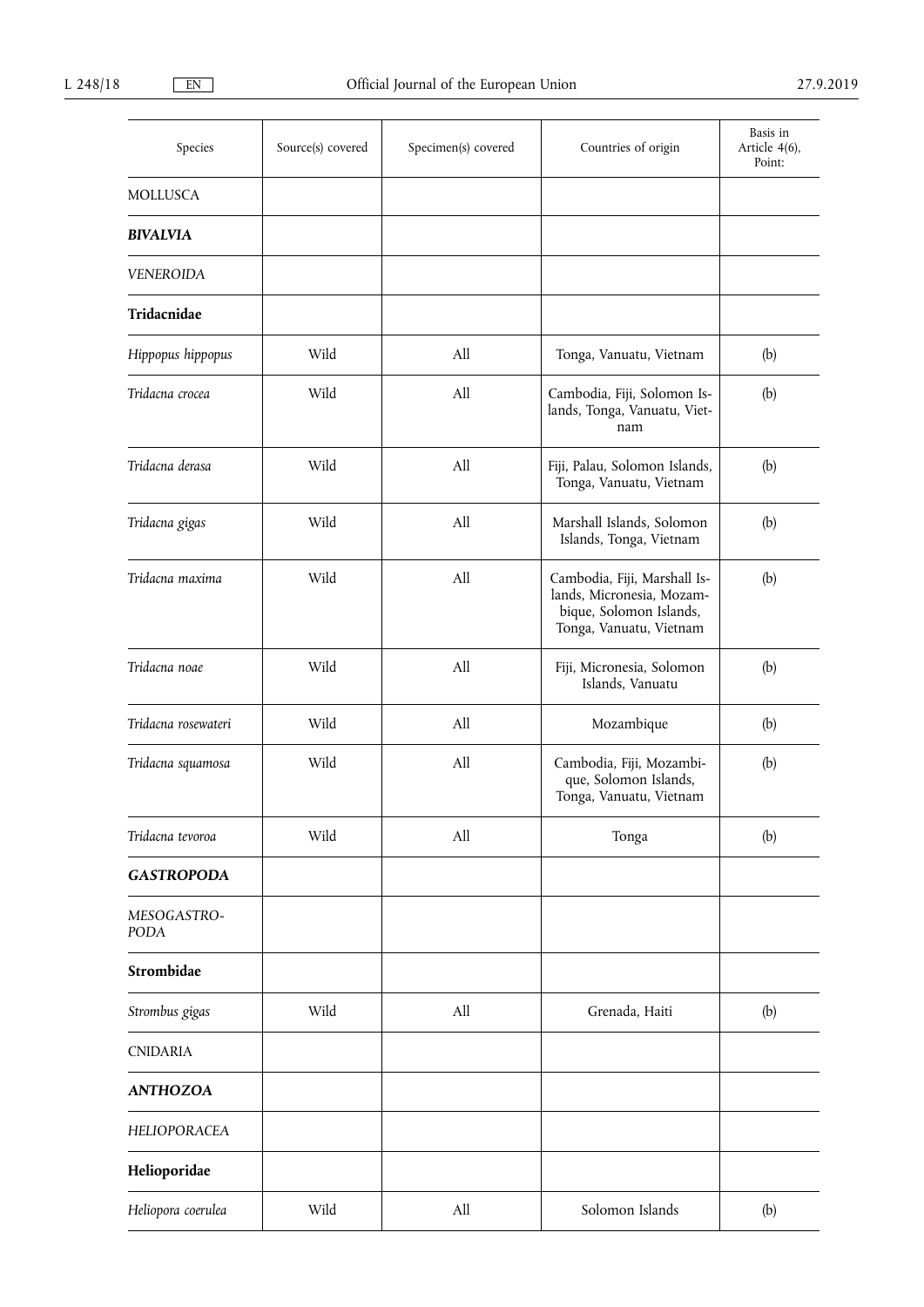| Species | Source(s) covered | Specimen(s) covered | Countries of origin | Basis in Article 4(6), Point: |
|---|---|---|---|---|
| MOLLUSCA | | | | |
| ***BIVALVIA*** | | | | |
| *VENEROIDA* | | | | |
| **Tridacnidae** | | | | |
| *Hippopus hippopus* | Wild | All | Tonga, Vanuatu, Vietnam | (b) |
| *Tridacna crocea* | Wild | All | Cambodia, Fiji, Solomon Islands, Tonga, Vanuatu, Vietnam | (b) |
| *Tridacna derasa* | Wild | All | Fiji, Palau, Solomon Islands, Tonga, Vanuatu, Vietnam | (b) |
| *Tridacna gigas* | Wild | All | Marshall Islands, Solomon Islands, Tonga, Vietnam | (b) |
| *Tridacna maxima* | Wild | All | Cambodia, Fiji, Marshall Islands, Micronesia, Mozambique, Solomon Islands, Tonga, Vanuatu, Vietnam | (b) |
| *Tridacna noae* | Wild | All | Fiji, Micronesia, Solomon Islands, Vanuatu | (b) |
| *Tridacna rosewateri* | Wild | All | Mozambique | (b) |
| *Tridacna squamosa* | Wild | All | Cambodia, Fiji, Mozambique, Solomon Islands, Tonga, Vanuatu, Vietnam | (b) |
| *Tridacna tevoroa* | Wild | All | Tonga | (b) |
| ***GASTROPODA*** | | | | |
| *MESOGASTROPODA* | | | | |
| **Strombidae** | | | | |
| *Strombus gigas* | Wild | All | Grenada, Haiti | (b) |
| CNIDARIA | | | | |
| ***ANTHOZOA*** | | | | |
| *HELIOPORACEA* | | | | |
| **Helioporidae** | | | | |
| *Heliopora coerulea* | Wild | All | Solomon Islands | (b) |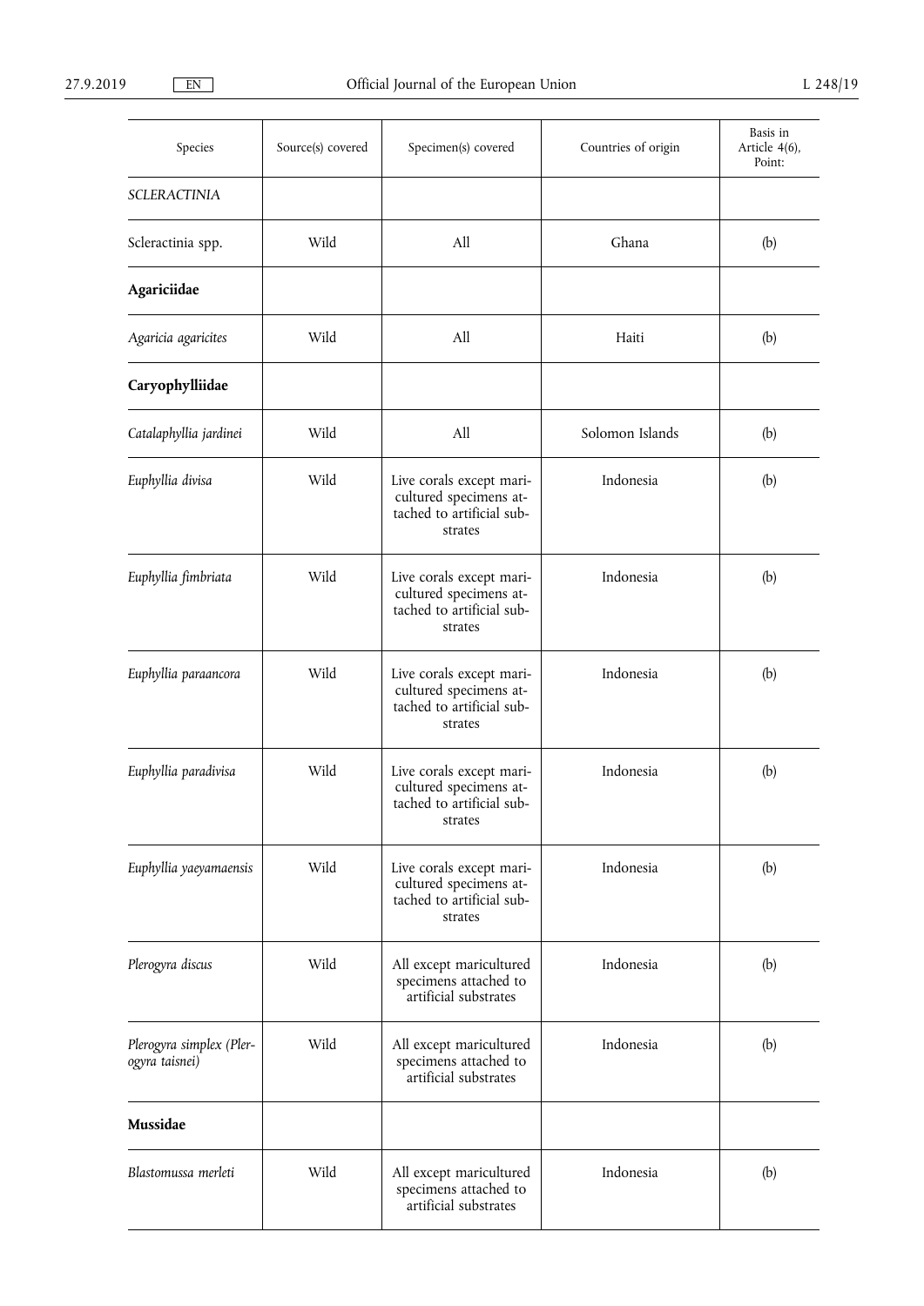| Species | Source(s) covered | Specimen(s) covered | Countries of origin | Basis in Article 4(6), Point: |
|---|---|---|---|---|
| *SCLERACTINIA* | | | | |
| Scleractinia spp. | Wild | All | Ghana | (b) |
| **Agariciidae** | | | | |
| *Agaricia agaricites* | Wild | All | Haiti | (b) |
| **Caryophylliidae** | | | | |
| *Catalaphyllia jardinei* | Wild | All | Solomon Islands | (b) |
| *Euphyllia divisa* | Wild | Live corals except maricultured specimens attached to artificial substrates | Indonesia | (b) |
| *Euphyllia fimbriata* | Wild | Live corals except maricultured specimens attached to artificial substrates | Indonesia | (b) |
| *Euphyllia paraancora* | Wild | Live corals except maricultured specimens attached to artificial substrates | Indonesia | (b) |
| *Euphyllia paradivisa* | Wild | Live corals except maricultured specimens attached to artificial substrates | Indonesia | (b) |
| *Euphyllia yaeyamaensis* | Wild | Live corals except maricultured specimens attached to artificial substrates | Indonesia | (b) |
| *Plerogyra discus* | Wild | All except maricultured specimens attached to artificial substrates | Indonesia | (b) |
| *Plerogyra simplex (Plerogyra taisnei)* | Wild | All except maricultured specimens attached to artificial substrates | Indonesia | (b) |
| **Mussidae** | | | | |
| *Blastomussa merleti* | Wild | All except maricultured specimens attached to artificial substrates | Indonesia | (b) |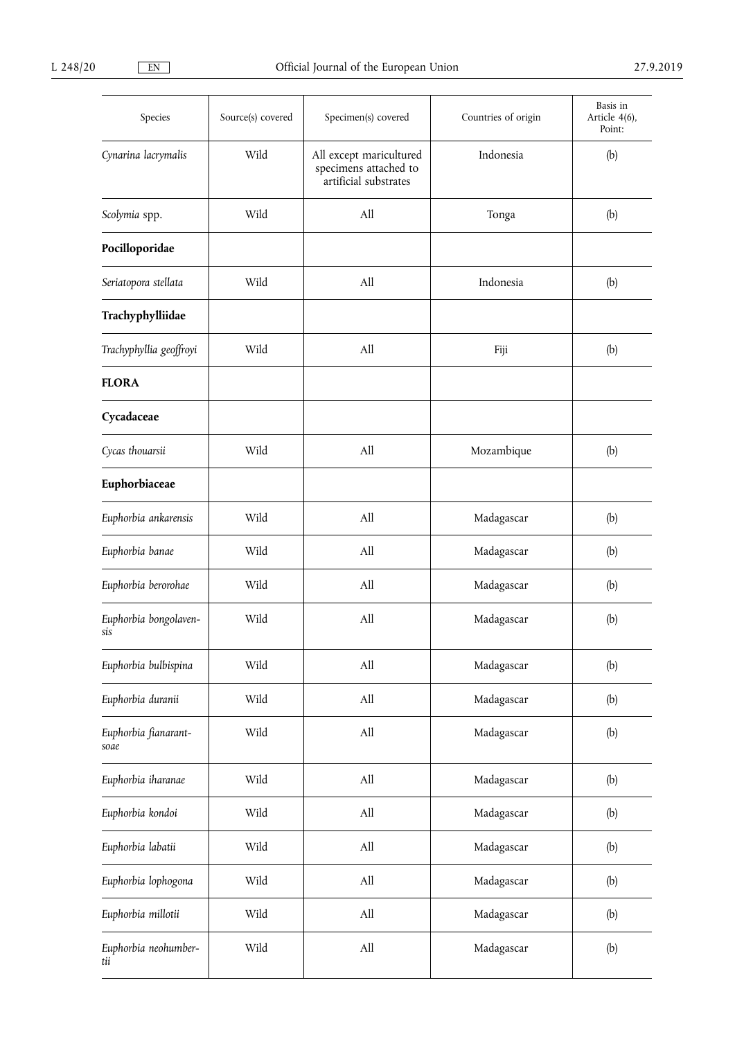| Species | Source(s) covered | Specimen(s) covered | Countries of origin | Basis in Article 4(6), Point: |
|---|---|---|---|---|
| *Cynarina lacrymalis* | Wild | All except maricultured specimens attached to artificial substrates | Indonesia | (b) |
| *Scolymia* spp. | Wild | All | Tonga | (b) |
| **Pocilloporidae** | | | | |
| *Seriatopora stellata* | Wild | All | Indonesia | (b) |
| **Trachyphylliidae** | | | | |
| *Trachyphyllia geoffroyi* | Wild | All | Fiji | (b) |
| **FLORA** | | | | |
| **Cycadaceae** | | | | |
| *Cycas thouarsii* | Wild | All | Mozambique | (b) |
| **Euphorbiaceae** | | | | |
| *Euphorbia ankarensis* | Wild | All | Madagascar | (b) |
| *Euphorbia banae* | Wild | All | Madagascar | (b) |
| *Euphorbia berorohae* | Wild | All | Madagascar | (b) |
| *Euphorbia bongolavensis* | Wild | All | Madagascar | (b) |
| *Euphorbia bulbispina* | Wild | All | Madagascar | (b) |
| *Euphorbia duranii* | Wild | All | Madagascar | (b) |
| *Euphorbia fianarantsoae* | Wild | All | Madagascar | (b) |
| *Euphorbia iharanae* | Wild | All | Madagascar | (b) |
| *Euphorbia kondoi* | Wild | All | Madagascar | (b) |
| *Euphorbia labatii* | Wild | All | Madagascar | (b) |
| *Euphorbia lophogona* | Wild | All | Madagascar | (b) |
| *Euphorbia millotii* | Wild | All | Madagascar | (b) |
| *Euphorbia neohumbertii* | Wild | All | Madagascar | (b) |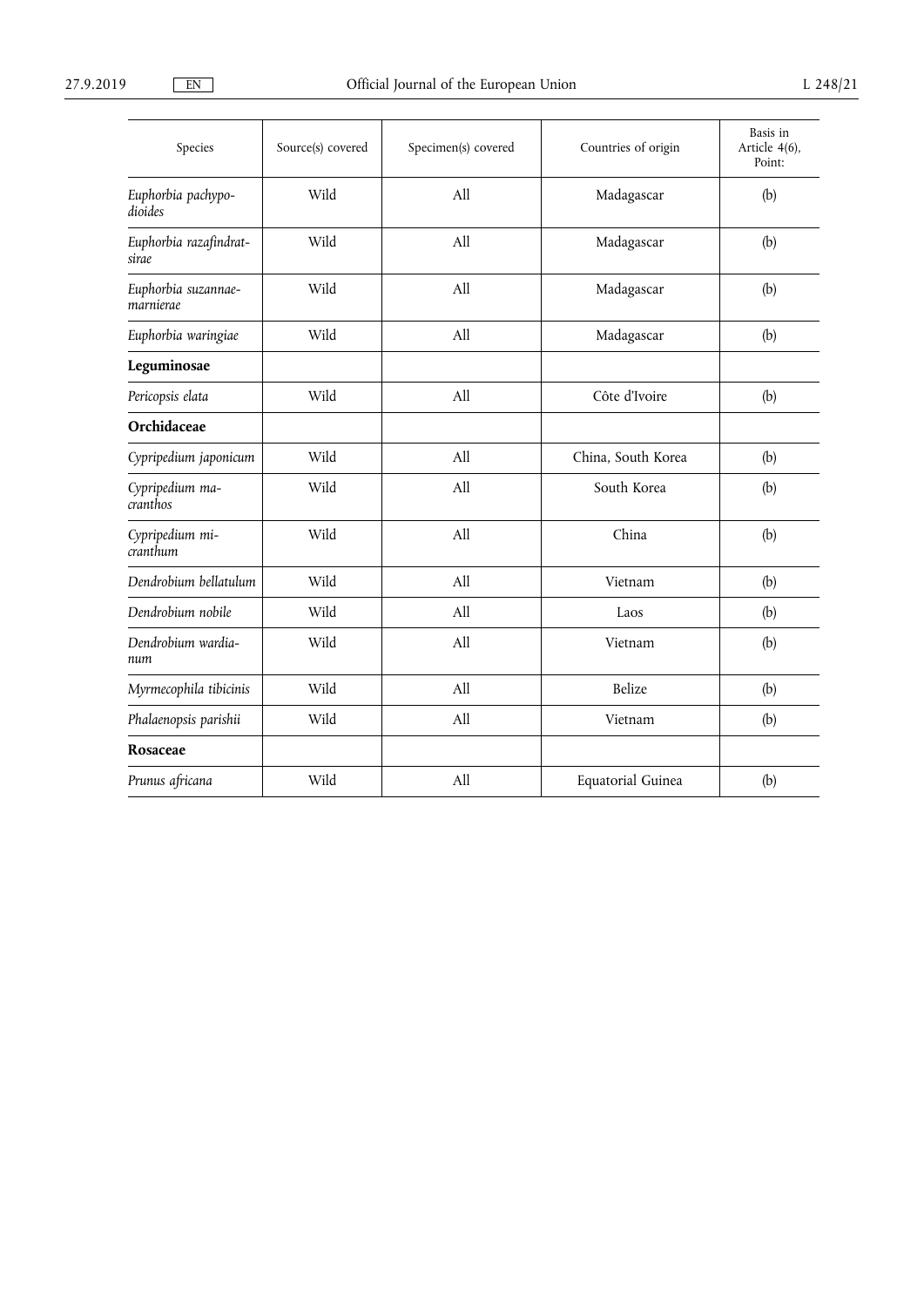| Species | Source(s) covered | Specimen(s) covered | Countries of origin | Basis in Article 4(6), Point: |
|---|---|---|---|---|
| *Euphorbia pachypodioides* | Wild | All | Madagascar | (b) |
| *Euphorbia razafindratsirae* | Wild | All | Madagascar | (b) |
| *Euphorbia suzannaemarnierae* | Wild | All | Madagascar | (b) |
| *Euphorbia waringiae* | Wild | All | Madagascar | (b) |
| **Leguminosae** | | | | |
| *Pericopsis elata* | Wild | All | Côte d'Ivoire | (b) |
| **Orchidaceae** | | | | |
| *Cypripedium japonicum* | Wild | All | China, South Korea | (b) |
| *Cypripedium macranthos* | Wild | All | South Korea | (b) |
| *Cypripedium micranthum* | Wild | All | China | (b) |
| *Dendrobium bellatulum* | Wild | All | Vietnam | (b) |
| *Dendrobium nobile* | Wild | All | Laos | (b) |
| *Dendrobium wardianum* | Wild | All | Vietnam | (b) |
| *Myrmecophila tibicinis* | Wild | All | Belize | (b) |
| *Phalaenopsis parishii* | Wild | All | Vietnam | (b) |
| **Rosaceae** | | | | |
| *Prunus africana* | Wild | All | Equatorial Guinea | (b) |